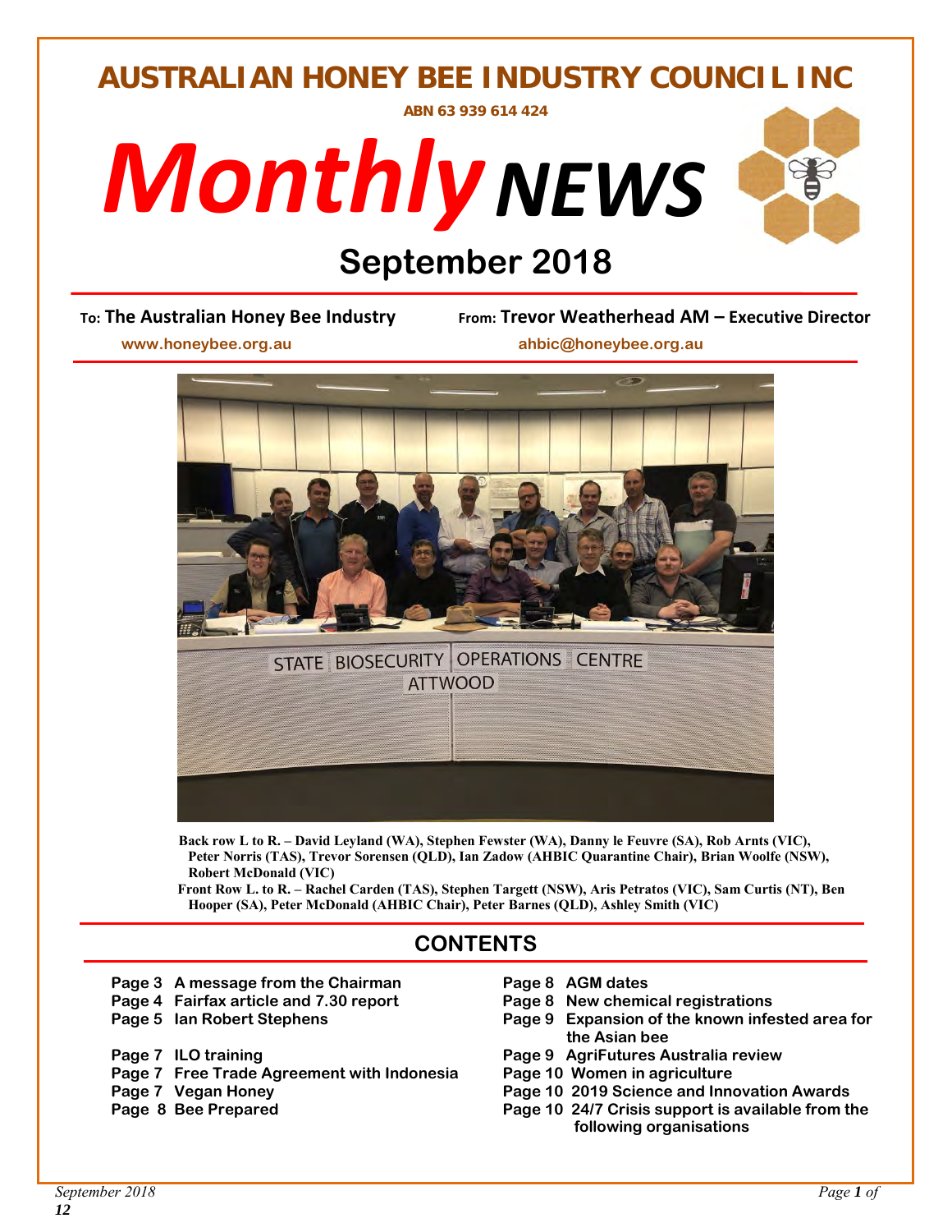# AUSTRALIAN HONEY BEE INDUSTRY COUNCIL INC

**ABN 63 939 614 424**

# *Monthly* *NEWS*

## September 2018

**To: The Australian Honey Bee Industry** — **From: Trevor Weatherhead AM – Executive Director**

www.honeybee.org.au — ahbic@honeybee.org.au

**Back row L to R. – David Leyland (WA), Stephen Fewster (WA), Danny le Feuvre (SA), Rob Arnts (VIC), Peter Norris (TAS), Trevor Sorensen (QLD), Ian Zadow (AHBIC Quarantine Chair), Brian Woolfe (NSW), Robert McDonald (VIC)**

**Front Row L. to R. – Rachel Carden (TAS), Stephen Targett (NSW), Aris Petratos (VIC), Sam Curtis (NT), Ben Hooper (SA), Peter McDonald (AHBIC Chair), Peter Barnes (QLD), Ashley Smith (VIC)**

## CONTENTS

- **Page 3 A message from the Chairman**
- **Page 4 Fairfax article and 7.30 report**
- **Page 5 Ian Robert Stephens**
- **Page 7 ILO training**
- **Page 7 Free Trade Agreement with Indonesia**
- **Page 7 Vegan Honey**
- **Page 8 Bee Prepared**
- **Page 8 AGM dates**
- **Page 8 New chemical registrations**
- **Page 9 Expansion of the known infested area for the Asian bee**
- **Page 9 AgriFutures Australia review**
- **Page 10 Women in agriculture**
- **Page 10 2019 Science and Innovation Awards**
- **Page 10 24/7 Crisis support is available from the following organisations**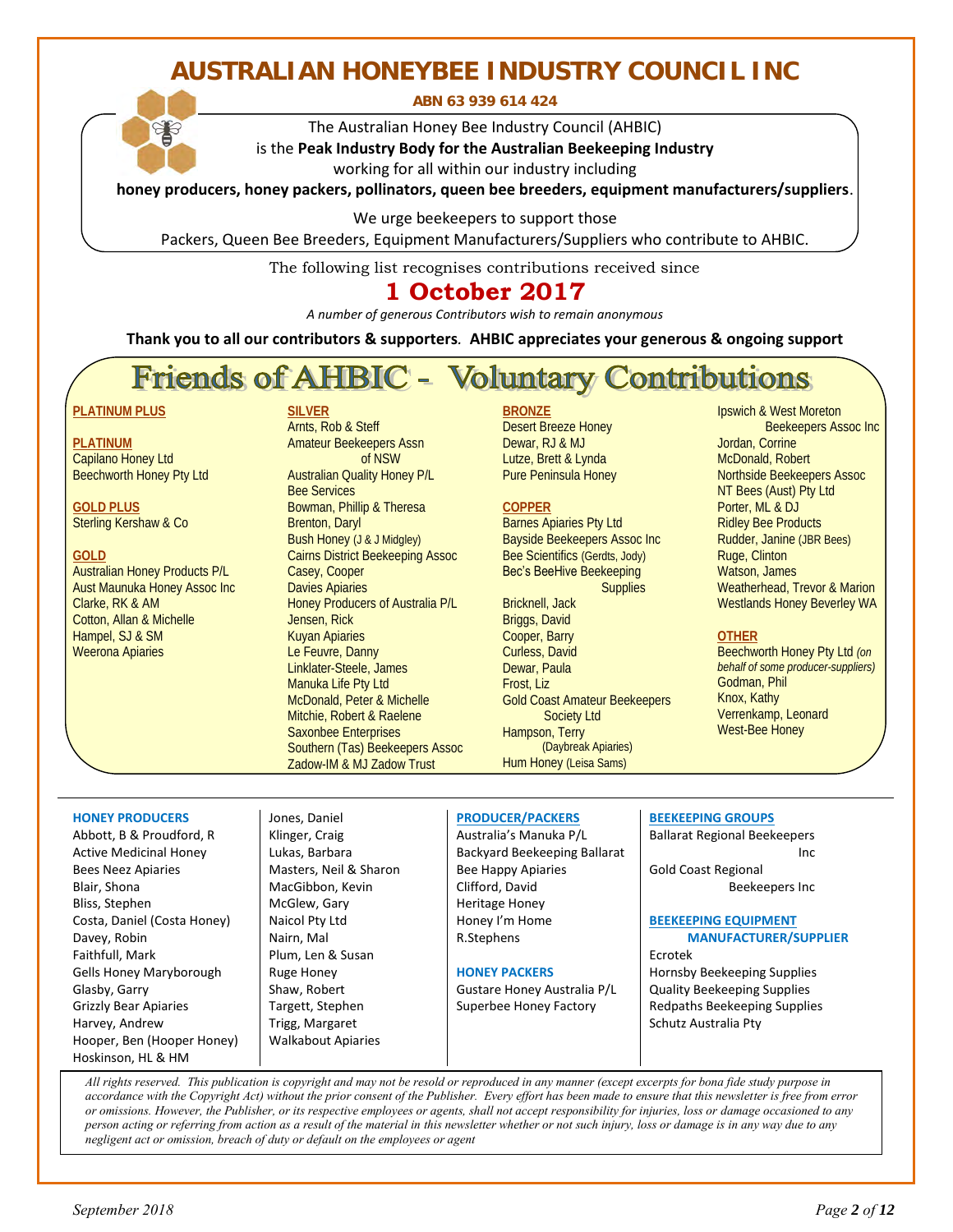# AUSTRALIAN HONEYBEE INDUSTRY COUNCIL INC

**ABN 63 939 614 424**

The Australian Honey Bee Industry Council (AHBIC)
is the **Peak Industry Body for the Australian Beekeeping Industry**
working for all within our industry including
**honey producers, honey packers, pollinators, queen bee breeders, equipment manufacturers/suppliers**.

We urge beekeepers to support those
Packers, Queen Bee Breeders, Equipment Manufacturers/Suppliers who contribute to AHBIC.

The following list recognises contributions received since

## 1 October 2017

*A number of generous Contributors wish to remain anonymous*

**Thank you to all our contributors & supporters. AHBIC appreciates your generous & ongoing support**

## Friends of AHBIC - Voluntary Contributions

**PLATINUM PLUS**

**PLATINUM**
- Capilano Honey Ltd
- Beechworth Honey Pty Ltd

**GOLD PLUS**
- Sterling Kershaw & Co

**GOLD**
- Australian Honey Products P/L
- Aust Maunuka Honey Assoc Inc
- Clarke, RK & AM
- Cotton, Allan & Michelle
- Hampel, SJ & SM
- Weerona Apiaries

**SILVER**
- Arnts, Rob & Steff
- Amateur Beekeepers Assn of NSW
- Australian Quality Honey P/L
- Bee Services
- Bowman, Phillip & Theresa
- Brenton, Daryl
- Bush Honey (J & J Midgley)
- Cairns District Beekeeping Assoc
- Casey, Cooper
- Davies Apiaries
- Honey Producers of Australia P/L
- Jensen, Rick
- Kuyan Apiaries
- Le Feuvre, Danny
- Linklater-Steele, James
- Manuka Life Pty Ltd
- McDonald, Peter & Michelle
- Mitchie, Robert & Raelene
- Saxonbee Enterprises
- Southern (Tas) Beekeepers Assoc
- Zadow-IM & MJ Zadow Trust

**BRONZE**
- Desert Breeze Honey
- Dewar, RJ & MJ
- Lutze, Brett & Lynda
- Pure Peninsula Honey

**COPPER**
- Barnes Apiaries Pty Ltd
- Bayside Beekeepers Assoc Inc
- Bee Scientifics (Gerdts, Jody)
- Bec's BeeHive Beekeeping Supplies
- Bricknell, Jack
- Briggs, David
- Cooper, Barry
- Curless, David
- Dewar, Paula
- Frost, Liz
- Gold Coast Amateur Beekeepers Society Ltd
- Hampson, Terry (Daybreak Apiaries)
- Hum Honey (Leisa Sams)
- Ipswich & West Moreton Beekeepers Assoc Inc
- Jordan, Corrine
- McDonald, Robert
- Northside Beekeepers Assoc
- NT Bees (Aust) Pty Ltd
- Porter, ML & DJ
- Ridley Bee Products
- Rudder, Janine (JBR Bees)
- Ruge, Clinton
- Watson, James
- Weatherhead, Trevor & Marion
- Westlands Honey Beverley WA

**OTHER**
- Beechworth Honey Pty Ltd *(on behalf of some producer-suppliers)*
- Godman, Phil
- Knox, Kathy
- Verrenkamp, Leonard
- West-Bee Honey

**HONEY PRODUCERS**
- Abbott, B & Proudford, R
- Active Medicinal Honey
- Bees Neez Apiaries
- Blair, Shona
- Bliss, Stephen
- Costa, Daniel (Costa Honey)
- Davey, Robin
- Faithfull, Mark
- Gells Honey Maryborough
- Glasby, Garry
- Grizzly Bear Apiaries
- Harvey, Andrew
- Hooper, Ben (Hooper Honey)
- Hoskinson, HL & HM
- Jones, Daniel
- Klinger, Craig
- Lukas, Barbara
- Masters, Neil & Sharon
- MacGibbon, Kevin
- McGlew, Gary
- Naicol Pty Ltd
- Nairn, Mal
- Plum, Len & Susan
- Ruge Honey
- Shaw, Robert
- Targett, Stephen
- Trigg, Margaret
- Walkabout Apiaries

**PRODUCER/PACKERS**
- Australia's Manuka P/L
- Backyard Beekeeping Ballarat
- Bee Happy Apiaries
- Clifford, David
- Heritage Honey
- Honey I'm Home
- R.Stephens

**HONEY PACKERS**
- Gustare Honey Australia P/L
- Superbee Honey Factory

**BEEKEEPING GROUPS**
- Ballarat Regional Beekeepers Inc
- Gold Coast Regional Beekeepers Inc

**BEEKEEPING EQUIPMENT MANUFACTURER/SUPPLIER**
- Ecrotek
- Hornsby Beekeeping Supplies
- Quality Beekeeping Supplies
- Redpaths Beekeeping Supplies
- Schutz Australia Pty

*All rights reserved. This publication is copyright and may not be resold or reproduced in any manner (except excerpts for bona fide study purpose in accordance with the Copyright Act) without the prior consent of the Publisher. Every effort has been made to ensure that this newsletter is free from error or omissions. However, the Publisher, or its respective employees or agents, shall not accept responsibility for injuries, loss or damage occasioned to any person acting or referring from action as a result of the material in this newsletter whether or not such injury, loss or damage is in any way due to any negligent act or omission, breach of duty or default on the employees or agent*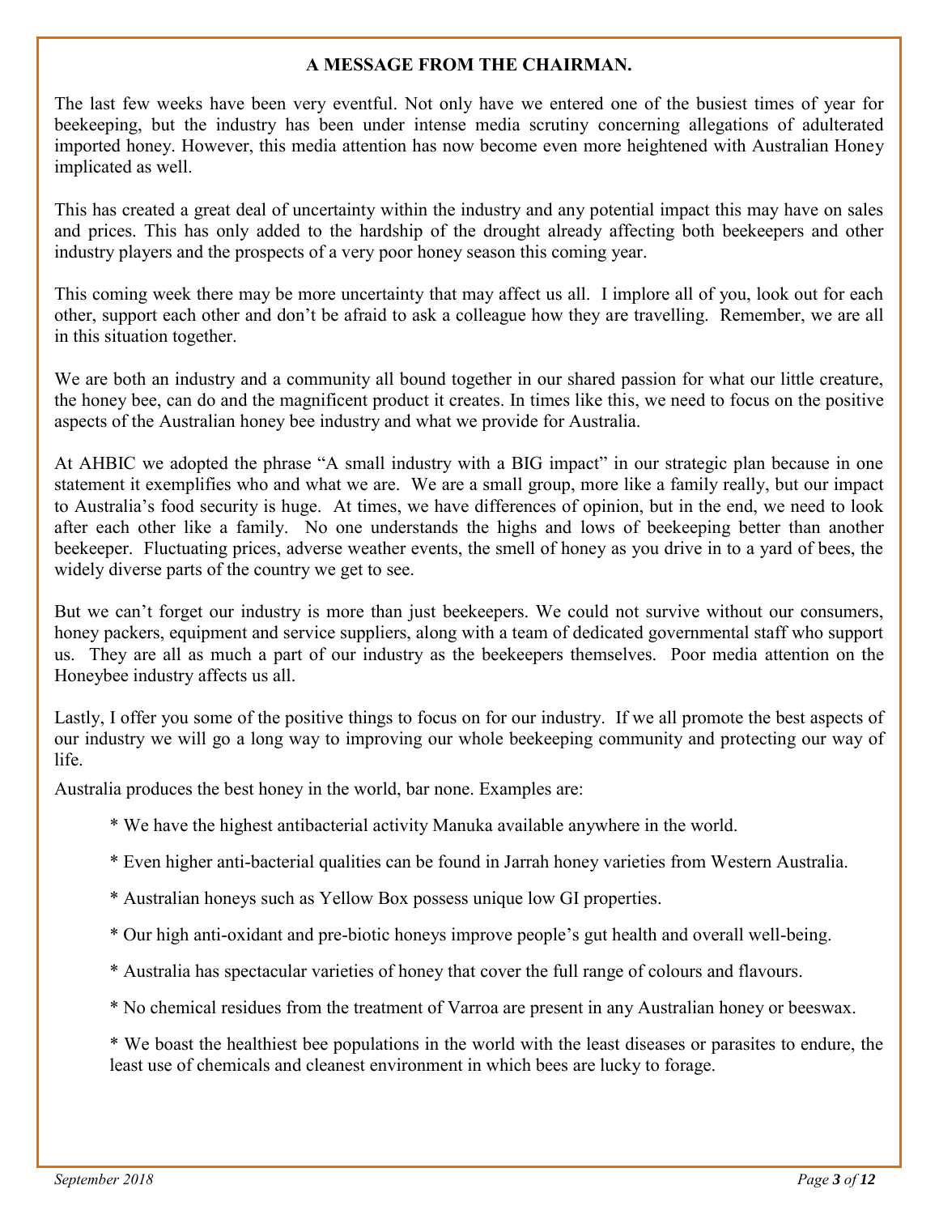## A MESSAGE FROM THE CHAIRMAN.

The last few weeks have been very eventful. Not only have we entered one of the busiest times of year for beekeeping, but the industry has been under intense media scrutiny concerning allegations of adulterated imported honey. However, this media attention has now become even more heightened with Australian Honey implicated as well.

This has created a great deal of uncertainty within the industry and any potential impact this may have on sales and prices. This has only added to the hardship of the drought already affecting both beekeepers and other industry players and the prospects of a very poor honey season this coming year.

This coming week there may be more uncertainty that may affect us all. I implore all of you, look out for each other, support each other and don't be afraid to ask a colleague how they are travelling. Remember, we are all in this situation together.

We are both an industry and a community all bound together in our shared passion for what our little creature, the honey bee, can do and the magnificent product it creates. In times like this, we need to focus on the positive aspects of the Australian honey bee industry and what we provide for Australia.

At AHBIC we adopted the phrase "A small industry with a BIG impact" in our strategic plan because in one statement it exemplifies who and what we are. We are a small group, more like a family really, but our impact to Australia's food security is huge. At times, we have differences of opinion, but in the end, we need to look after each other like a family. No one understands the highs and lows of beekeeping better than another beekeeper. Fluctuating prices, adverse weather events, the smell of honey as you drive in to a yard of bees, the widely diverse parts of the country we get to see.

But we can't forget our industry is more than just beekeepers. We could not survive without our consumers, honey packers, equipment and service suppliers, along with a team of dedicated governmental staff who support us. They are all as much a part of our industry as the beekeepers themselves. Poor media attention on the Honeybee industry affects us all.

Lastly, I offer you some of the positive things to focus on for our industry. If we all promote the best aspects of our industry we will go a long way to improving our whole beekeeping community and protecting our way of life.

Australia produces the best honey in the world, bar none. Examples are:

* We have the highest antibacterial activity Manuka available anywhere in the world.
* Even higher anti-bacterial qualities can be found in Jarrah honey varieties from Western Australia.
* Australian honeys such as Yellow Box possess unique low GI properties.
* Our high anti-oxidant and pre-biotic honeys improve people's gut health and overall well-being.
* Australia has spectacular varieties of honey that cover the full range of colours and flavours.
* No chemical residues from the treatment of Varroa are present in any Australian honey or beeswax.
* We boast the healthiest bee populations in the world with the least diseases or parasites to endure, the least use of chemicals and cleanest environment in which bees are lucky to forage.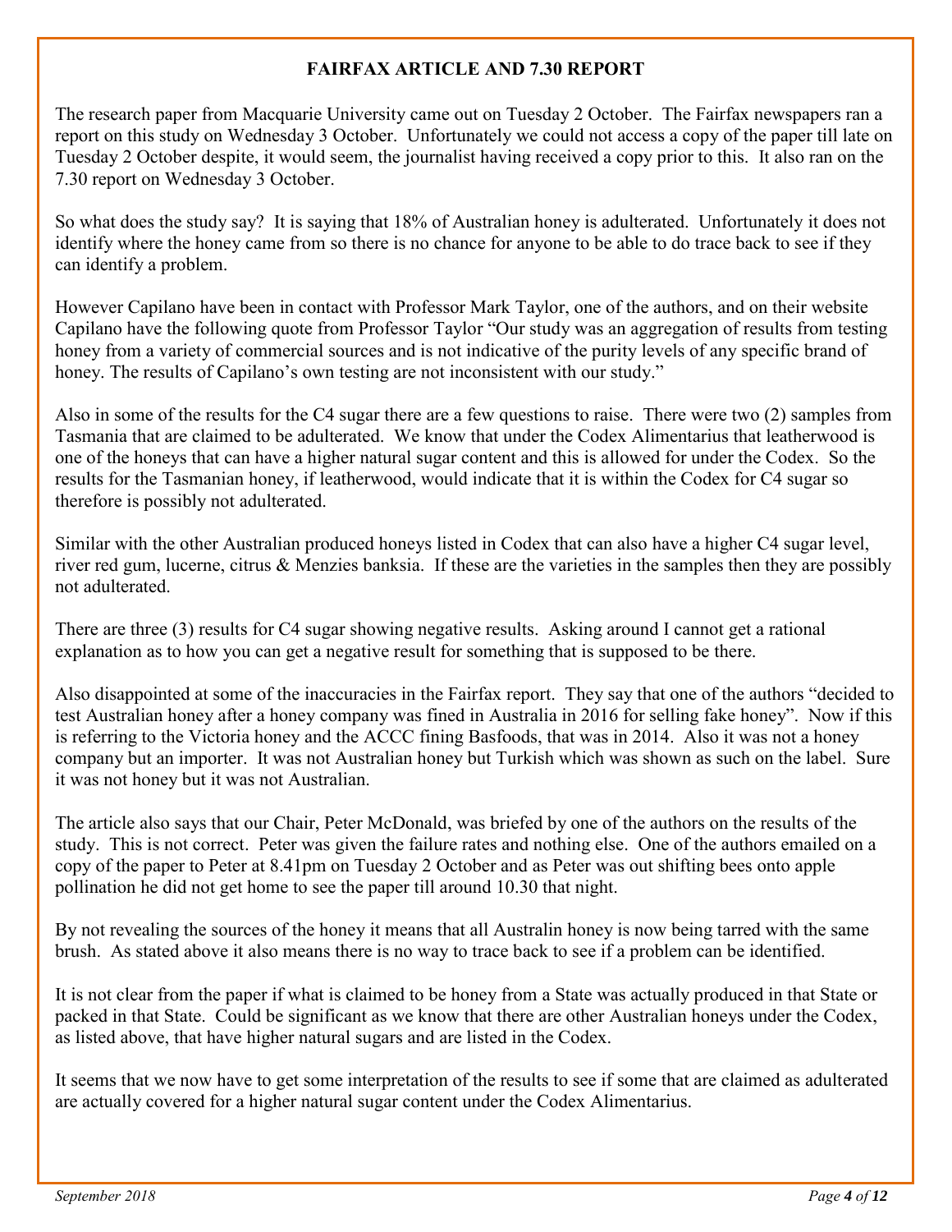# FAIRFAX ARTICLE AND 7.30 REPORT

The research paper from Macquarie University came out on Tuesday 2 October. The Fairfax newspapers ran a report on this study on Wednesday 3 October. Unfortunately we could not access a copy of the paper till late on Tuesday 2 October despite, it would seem, the journalist having received a copy prior to this. It also ran on the 7.30 report on Wednesday 3 October.

So what does the study say? It is saying that 18% of Australian honey is adulterated. Unfortunately it does not identify where the honey came from so there is no chance for anyone to be able to do trace back to see if they can identify a problem.

However Capilano have been in contact with Professor Mark Taylor, one of the authors, and on their website Capilano have the following quote from Professor Taylor "Our study was an aggregation of results from testing honey from a variety of commercial sources and is not indicative of the purity levels of any specific brand of honey. The results of Capilano's own testing are not inconsistent with our study."

Also in some of the results for the C4 sugar there are a few questions to raise. There were two (2) samples from Tasmania that are claimed to be adulterated. We know that under the Codex Alimentarius that leatherwood is one of the honeys that can have a higher natural sugar content and this is allowed for under the Codex. So the results for the Tasmanian honey, if leatherwood, would indicate that it is within the Codex for C4 sugar so therefore is possibly not adulterated.

Similar with the other Australian produced honeys listed in Codex that can also have a higher C4 sugar level, river red gum, lucerne, citrus & Menzies banksia. If these are the varieties in the samples then they are possibly not adulterated.

There are three (3) results for C4 sugar showing negative results. Asking around I cannot get a rational explanation as to how you can get a negative result for something that is supposed to be there.

Also disappointed at some of the inaccuracies in the Fairfax report. They say that one of the authors "decided to test Australian honey after a honey company was fined in Australia in 2016 for selling fake honey". Now if this is referring to the Victoria honey and the ACCC fining Basfoods, that was in 2014. Also it was not a honey company but an importer. It was not Australian honey but Turkish which was shown as such on the label. Sure it was not honey but it was not Australian.

The article also says that our Chair, Peter McDonald, was briefed by one of the authors on the results of the study. This is not correct. Peter was given the failure rates and nothing else. One of the authors emailed on a copy of the paper to Peter at 8.41pm on Tuesday 2 October and as Peter was out shifting bees onto apple pollination he did not get home to see the paper till around 10.30 that night.

By not revealing the sources of the honey it means that all Australin honey is now being tarred with the same brush. As stated above it also means there is no way to trace back to see if a problem can be identified.

It is not clear from the paper if what is claimed to be honey from a State was actually produced in that State or packed in that State. Could be significant as we know that there are other Australian honeys under the Codex, as listed above, that have higher natural sugars and are listed in the Codex.

It seems that we now have to get some interpretation of the results to see if some that are claimed as adulterated are actually covered for a higher natural sugar content under the Codex Alimentarius.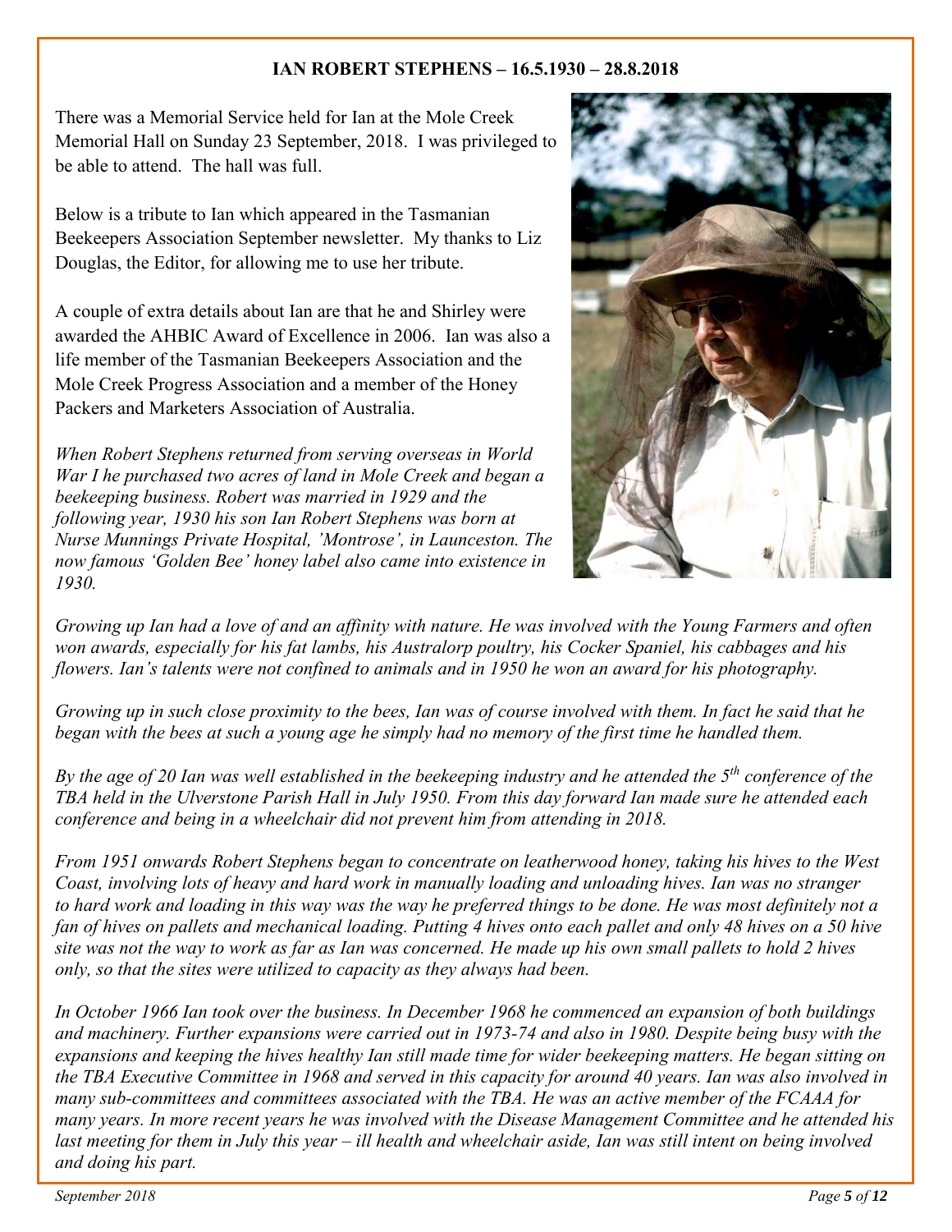**IAN ROBERT STEPHENS – 16.5.1930 – 28.8.2018**

There was a Memorial Service held for Ian at the Mole Creek Memorial Hall on Sunday 23 September, 2018. I was privileged to be able to attend. The hall was full.

Below is a tribute to Ian which appeared in the Tasmanian Beekeepers Association September newsletter. My thanks to Liz Douglas, the Editor, for allowing me to use her tribute.

A couple of extra details about Ian are that he and Shirley were awarded the AHBIC Award of Excellence in 2006. Ian was also a life member of the Tasmanian Beekeepers Association and the Mole Creek Progress Association and a member of the Honey Packers and Marketers Association of Australia.

*When Robert Stephens returned from serving overseas in World War I he purchased two acres of land in Mole Creek and began a beekeeping business. Robert was married in 1929 and the following year, 1930 his son Ian Robert Stephens was born at Nurse Munnings Private Hospital, 'Montrose', in Launceston. The now famous 'Golden Bee' honey label also came into existence in 1930.*

*Growing up Ian had a love of and an affinity with nature. He was involved with the Young Farmers and often won awards, especially for his fat lambs, his Australorp poultry, his Cocker Spaniel, his cabbages and his flowers. Ian's talents were not confined to animals and in 1950 he won an award for his photography.*

*Growing up in such close proximity to the bees, Ian was of course involved with them. In fact he said that he began with the bees at such a young age he simply had no memory of the first time he handled them.*

*By the age of 20 Ian was well established in the beekeeping industry and he attended the 5th conference of the TBA held in the Ulverstone Parish Hall in July 1950. From this day forward Ian made sure he attended each conference and being in a wheelchair did not prevent him from attending in 2018.*

*From 1951 onwards Robert Stephens began to concentrate on leatherwood honey, taking his hives to the West Coast, involving lots of heavy and hard work in manually loading and unloading hives. Ian was no stranger to hard work and loading in this way was the way he preferred things to be done. He was most definitely not a fan of hives on pallets and mechanical loading. Putting 4 hives onto each pallet and only 48 hives on a 50 hive site was not the way to work as far as Ian was concerned. He made up his own small pallets to hold 2 hives only, so that the sites were utilized to capacity as they always had been.*

*In October 1966 Ian took over the business. In December 1968 he commenced an expansion of both buildings and machinery. Further expansions were carried out in 1973-74 and also in 1980. Despite being busy with the expansions and keeping the hives healthy Ian still made time for wider beekeeping matters. He began sitting on the TBA Executive Committee in 1968 and served in this capacity for around 40 years. Ian was also involved in many sub-committees and committees associated with the TBA. He was an active member of the FCAAA for many years. In more recent years he was involved with the Disease Management Committee and he attended his last meeting for them in July this year – ill health and wheelchair aside, Ian was still intent on being involved and doing his part.*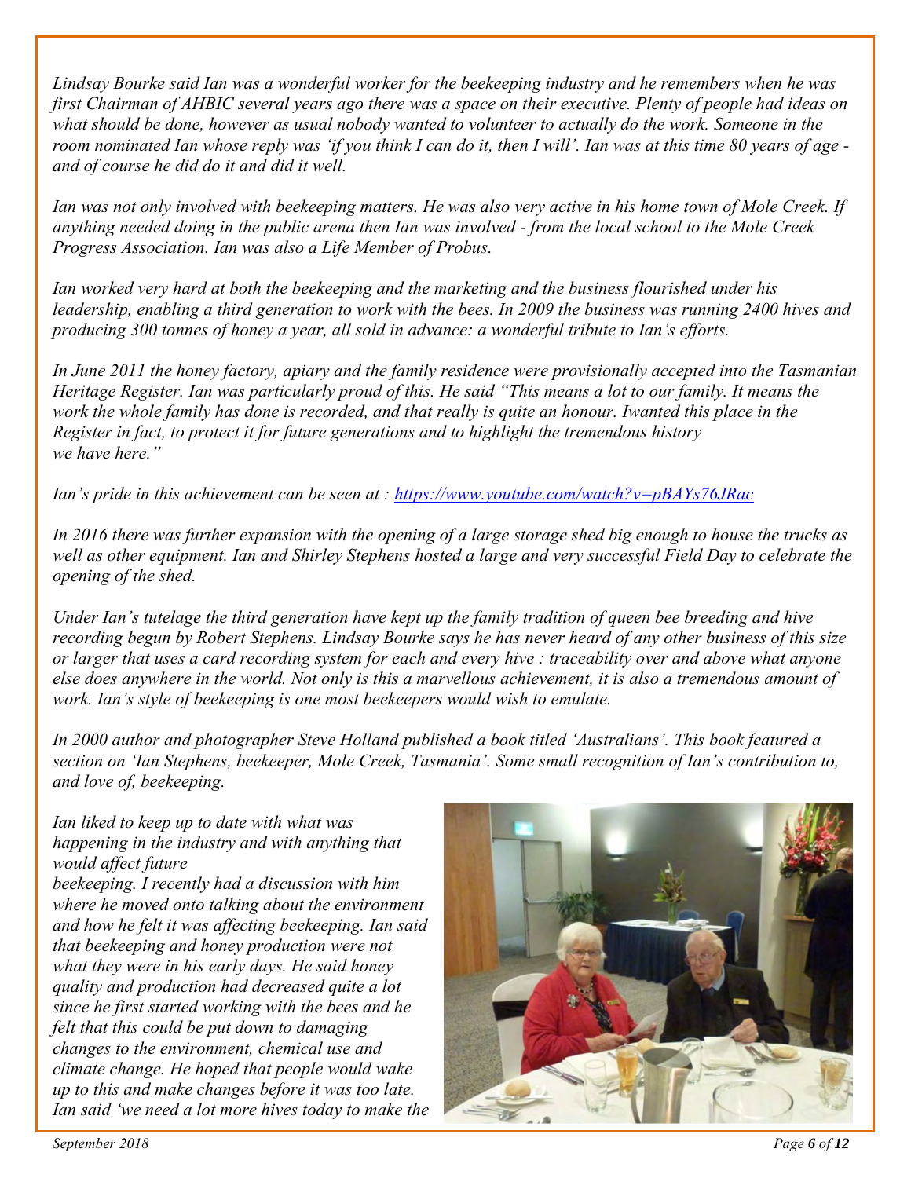*Lindsay Bourke said Ian was a wonderful worker for the beekeeping industry and he remembers when he was first Chairman of AHBIC several years ago there was a space on their executive. Plenty of people had ideas on what should be done, however as usual nobody wanted to volunteer to actually do the work. Someone in the room nominated Ian whose reply was 'if you think I can do it, then I will'. Ian was at this time 80 years of age - and of course he did do it and did it well.*

*Ian was not only involved with beekeeping matters. He was also very active in his home town of Mole Creek. If anything needed doing in the public arena then Ian was involved - from the local school to the Mole Creek Progress Association. Ian was also a Life Member of Probus.*

*Ian worked very hard at both the beekeeping and the marketing and the business flourished under his leadership, enabling a third generation to work with the bees. In 2009 the business was running 2400 hives and producing 300 tonnes of honey a year, all sold in advance: a wonderful tribute to Ian's efforts.*

*In June 2011 the honey factory, apiary and the family residence were provisionally accepted into the Tasmanian Heritage Register. Ian was particularly proud of this. He said "This means a lot to our family. It means the work the whole family has done is recorded, and that really is quite an honour. Iwanted this place in the Register in fact, to protect it for future generations and to highlight the tremendous history we have here."*

*Ian's pride in this achievement can be seen at : [https://www.youtube.com/watch?v=pBAYs76JRac](https://www.youtube.com/watch?v=pBAYs76JRac)*

*In 2016 there was further expansion with the opening of a large storage shed big enough to house the trucks as well as other equipment. Ian and Shirley Stephens hosted a large and very successful Field Day to celebrate the opening of the shed.*

*Under Ian's tutelage the third generation have kept up the family tradition of queen bee breeding and hive recording begun by Robert Stephens. Lindsay Bourke says he has never heard of any other business of this size or larger that uses a card recording system for each and every hive : traceability over and above what anyone else does anywhere in the world. Not only is this a marvellous achievement, it is also a tremendous amount of work. Ian's style of beekeeping is one most beekeepers would wish to emulate.*

*In 2000 author and photographer Steve Holland published a book titled 'Australians'. This book featured a section on 'Ian Stephens, beekeeper, Mole Creek, Tasmania'. Some small recognition of Ian's contribution to, and love of, beekeeping.*

*Ian liked to keep up to date with what was happening in the industry and with anything that would affect future beekeeping. I recently had a discussion with him where he moved onto talking about the environment and how he felt it was affecting beekeeping. Ian said that beekeeping and honey production were not what they were in his early days. He said honey quality and production had decreased quite a lot since he first started working with the bees and he felt that this could be put down to damaging changes to the environment, chemical use and climate change. He hoped that people would wake up to this and make changes before it was too late. Ian said 'we need a lot more hives today to make the*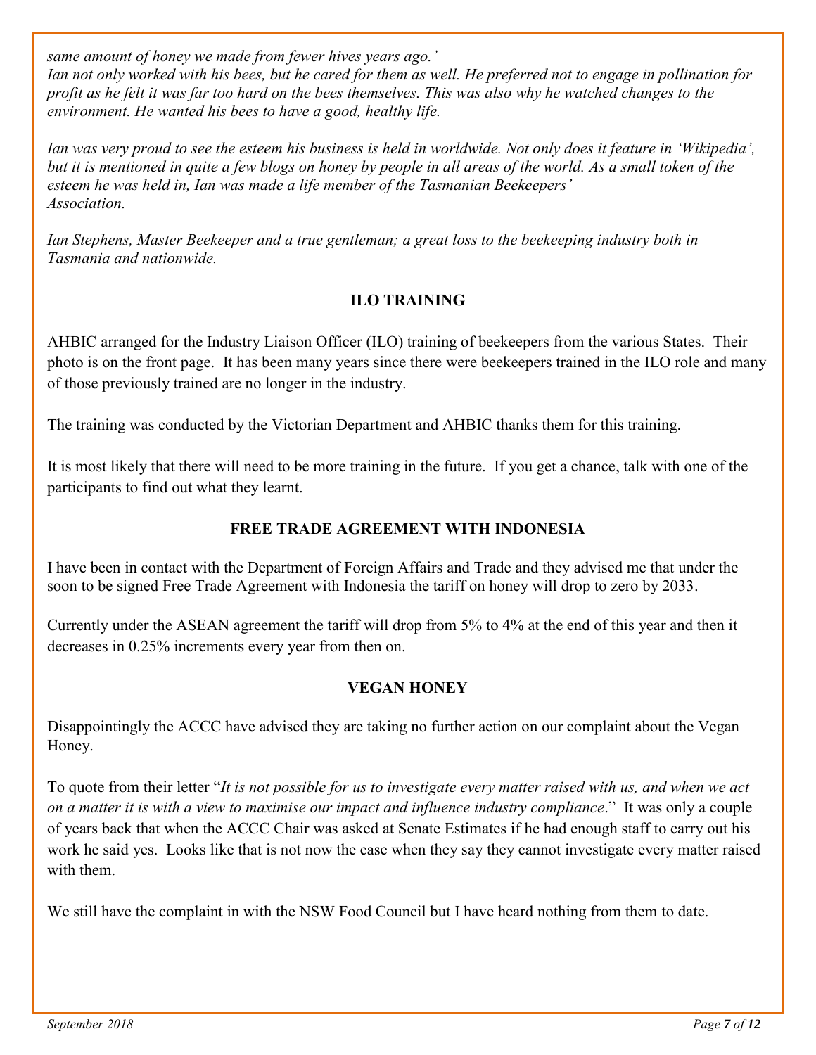*same amount of honey we made from fewer hives years ago.'*
*Ian not only worked with his bees, but he cared for them as well. He preferred not to engage in pollination for profit as he felt it was far too hard on the bees themselves. This was also why he watched changes to the environment. He wanted his bees to have a good, healthy life.*

*Ian was very proud to see the esteem his business is held in worldwide. Not only does it feature in 'Wikipedia', but it is mentioned in quite a few blogs on honey by people in all areas of the world. As a small token of the esteem he was held in, Ian was made a life member of the Tasmanian Beekeepers' Association.*

*Ian Stephens, Master Beekeeper and a true gentleman; a great loss to the beekeeping industry both in Tasmania and nationwide.*

## ILO TRAINING

AHBIC arranged for the Industry Liaison Officer (ILO) training of beekeepers from the various States. Their photo is on the front page. It has been many years since there were beekeepers trained in the ILO role and many of those previously trained are no longer in the industry.

The training was conducted by the Victorian Department and AHBIC thanks them for this training.

It is most likely that there will need to be more training in the future. If you get a chance, talk with one of the participants to find out what they learnt.

## FREE TRADE AGREEMENT WITH INDONESIA

I have been in contact with the Department of Foreign Affairs and Trade and they advised me that under the soon to be signed Free Trade Agreement with Indonesia the tariff on honey will drop to zero by 2033.

Currently under the ASEAN agreement the tariff will drop from 5% to 4% at the end of this year and then it decreases in 0.25% increments every year from then on.

## VEGAN HONEY

Disappointingly the ACCC have advised they are taking no further action on our complaint about the Vegan Honey.

To quote from their letter "*It is not possible for us to investigate every matter raised with us, and when we act on a matter it is with a view to maximise our impact and influence industry compliance*." It was only a couple of years back that when the ACCC Chair was asked at Senate Estimates if he had enough staff to carry out his work he said yes. Looks like that is not now the case when they say they cannot investigate every matter raised with them.

We still have the complaint in with the NSW Food Council but I have heard nothing from them to date.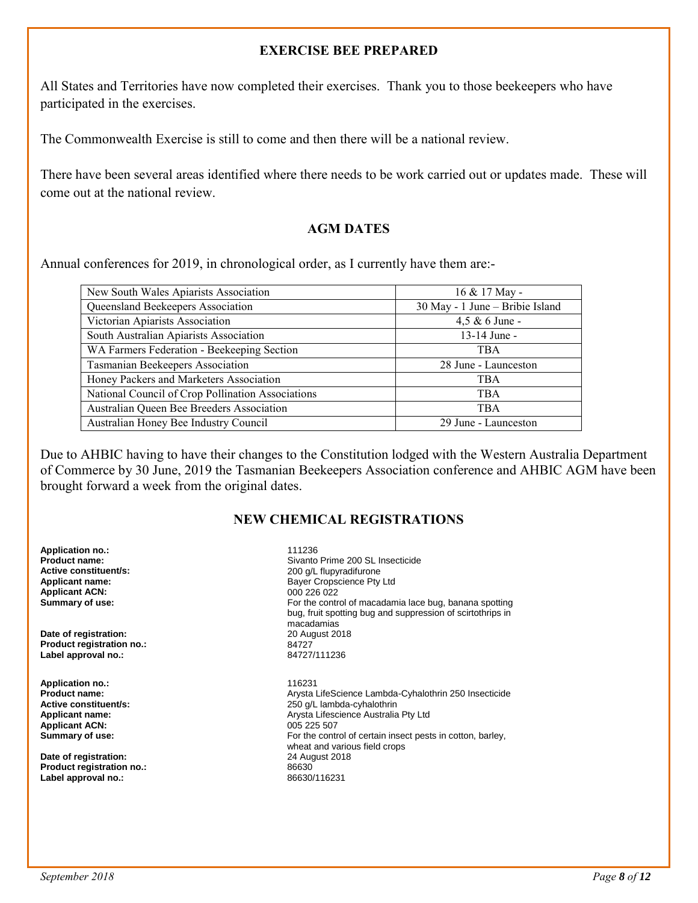## EXERCISE BEE PREPARED

All States and Territories have now completed their exercises. Thank you to those beekeepers who have participated in the exercises.

The Commonwealth Exercise is still to come and then there will be a national review.

There have been several areas identified where there needs to be work carried out or updates made. These will come out at the national review.

## AGM DATES

Annual conferences for 2019, in chronological order, as I currently have them are:-

| | |
|---|---|
| New South Wales Apiarists Association | 16 & 17 May - |
| Queensland Beekeepers Association | 30 May - 1 June – Bribie Island |
| Victorian Apiarists Association | 4,5 & 6 June - |
| South Australian Apiarists Association | 13-14 June - |
| WA Farmers Federation - Beekeeping Section | TBA |
| Tasmanian Beekeepers Association | 28 June - Launceston |
| Honey Packers and Marketers Association | TBA |
| National Council of Crop Pollination Associations | TBA |
| Australian Queen Bee Breeders Association | TBA |
| Australian Honey Bee Industry Council | 29 June - Launceston |

Due to AHBIC having to have their changes to the Constitution lodged with the Western Australia Department of Commerce by 30 June, 2019 the Tasmanian Beekeepers Association conference and AHBIC AGM have been brought forward a week from the original dates.

## NEW CHEMICAL REGISTRATIONS

**Application no.:** 111236
**Product name:** Sivanto Prime 200 SL Insecticide
**Active constituent/s:** 200 g/L flupyradifurone
**Applicant name:** Bayer Cropscience Pty Ltd
**Applicant ACN:** 000 226 022
**Summary of use:** For the control of macadamia lace bug, banana spotting bug, fruit spotting bug and suppression of scirtothrips in macadamias
**Date of registration:** 20 August 2018
**Product registration no.:** 84727
**Label approval no.:** 84727/111236

**Application no.:** 116231
**Product name:** Arysta LifeScience Lambda-Cyhalothrin 250 Insecticide
**Active constituent/s:** 250 g/L lambda-cyhalothrin
**Applicant name:** Arysta Lifescience Australia Pty Ltd
**Applicant ACN:** 005 225 507
**Summary of use:** For the control of certain insect pests in cotton, barley, wheat and various field crops
**Date of registration:** 24 August 2018
**Product registration no.:** 86630
**Label approval no.:** 86630/116231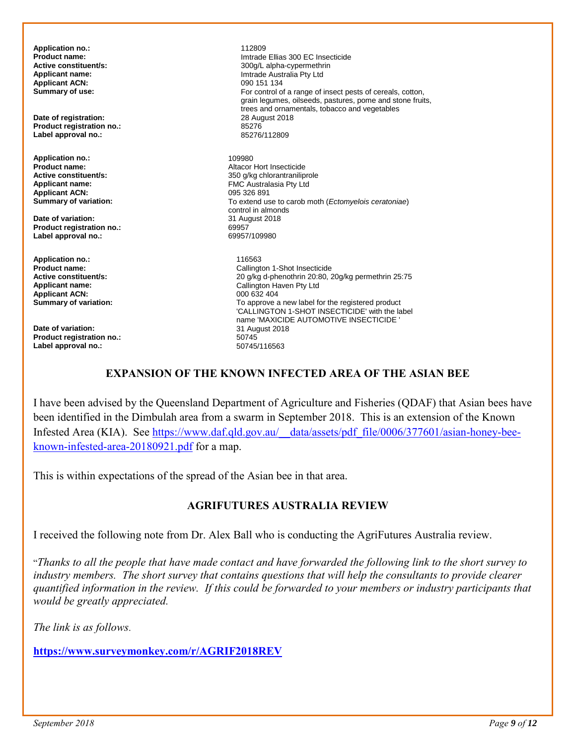**Application no.:** 112809
**Product name:** Imtrade Ellias 300 EC Insecticide
**Active constituent/s:** 300g/L alpha-cypermethrin
**Applicant name:** Imtrade Australia Pty Ltd
**Applicant ACN:** 090 151 134
**Summary of use:** For control of a range of insect pests of cereals, cotton, grain legumes, oilseeds, pastures, pome and stone fruits, trees and ornamentals, tobacco and vegetables
**Date of registration:** 28 August 2018
**Product registration no.:** 85276
**Label approval no.:** 85276/112809

**Application no.:** 109980
**Product name:** Altacor Hort Insecticide
**Active constituent/s:** 350 g/kg chlorantraniliprole
**Applicant name:** FMC Australasia Pty Ltd
**Applicant ACN:** 095 326 891
**Summary of variation:** To extend use to carob moth (*Ectomyelois ceratoniae*) control in almonds
**Date of variation:** 31 August 2018
**Product registration no.:** 69957
**Label approval no.:** 69957/109980

**Application no.:** 116563
**Product name:** Callington 1-Shot Insecticide
**Active constituent/s:** 20 g/kg d-phenothrin 20:80, 20g/kg permethrin 25:75
**Applicant name:** Callington Haven Pty Ltd
**Applicant ACN:** 000 632 404
**Summary of variation:** To approve a new label for the registered product 'CALLINGTON 1-SHOT INSECTICIDE' with the label name 'MAXICIDE AUTOMOTIVE INSECTICIDE '
**Date of variation:** 31 August 2018
**Product registration no.:** 50745
**Label approval no.:** 50745/116563

## EXPANSION OF THE KNOWN INFECTED AREA OF THE ASIAN BEE

I have been advised by the Queensland Department of Agriculture and Fisheries (QDAF) that Asian bees have been identified in the Dimbulah area from a swarm in September 2018. This is an extension of the Known Infested Area (KIA). See https://www.daf.qld.gov.au/__data/assets/pdf_file/0006/377601/asian-honey-bee-known-infested-area-20180921.pdf for a map.

This is within expectations of the spread of the Asian bee in that area.

## AGRIFUTURES AUSTRALIA REVIEW

I received the following note from Dr. Alex Ball who is conducting the AgriFutures Australia review.

"*Thanks to all the people that have made contact and have forwarded the following link to the short survey to industry members. The short survey that contains questions that will help the consultants to provide clearer quantified information in the review. If this could be forwarded to your members or industry participants that would be greatly appreciated.*

*The link is as follows.*

**https://www.surveymonkey.com/r/AGRIF2018REV**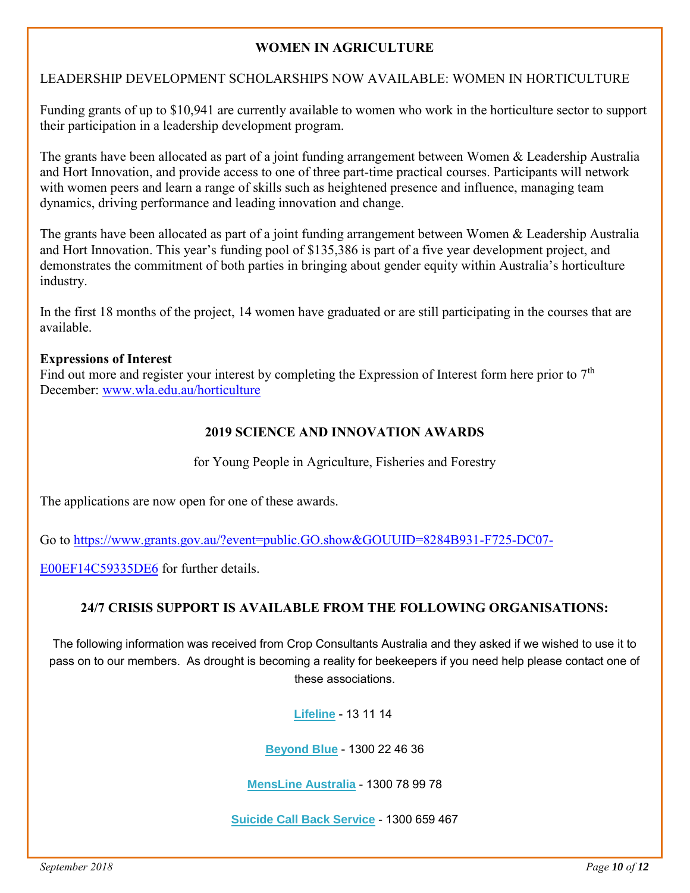## WOMEN IN AGRICULTURE

LEADERSHIP DEVELOPMENT SCHOLARSHIPS NOW AVAILABLE: WOMEN IN HORTICULTURE

Funding grants of up to $10,941 are currently available to women who work in the horticulture sector to support their participation in a leadership development program.

The grants have been allocated as part of a joint funding arrangement between Women & Leadership Australia and Hort Innovation, and provide access to one of three part-time practical courses. Participants will network with women peers and learn a range of skills such as heightened presence and influence, managing team dynamics, driving performance and leading innovation and change.

The grants have been allocated as part of a joint funding arrangement between Women & Leadership Australia and Hort Innovation. This year's funding pool of $135,386 is part of a five year development project, and demonstrates the commitment of both parties in bringing about gender equity within Australia's horticulture industry.

In the first 18 months of the project, 14 women have graduated or are still participating in the courses that are available.

**Expressions of Interest**
Find out more and register your interest by completing the Expression of Interest form here prior to 7th December: [www.wla.edu.au/horticulture](http://www.wla.edu.au/horticulture)

## 2019 SCIENCE AND INNOVATION AWARDS

for Young People in Agriculture, Fisheries and Forestry

The applications are now open for one of these awards.

Go to [https://www.grants.gov.au/?event=public.GO.show&GOUUID=8284B931-F725-DC07-E00EF14C59335DE6](https://www.grants.gov.au/?event=public.GO.show&GOUUID=8284B931-F725-DC07-E00EF14C59335DE6) for further details.

## 24/7 CRISIS SUPPORT IS AVAILABLE FROM THE FOLLOWING ORGANISATIONS:

The following information was received from Crop Consultants Australia and they asked if we wished to use it to pass on to our members. As drought is becoming a reality for beekeepers if you need help please contact one of these associations.

**Lifeline** - 13 11 14

**Beyond Blue** - 1300 22 46 36

**MensLine Australia** - 1300 78 99 78

**Suicide Call Back Service** - 1300 659 467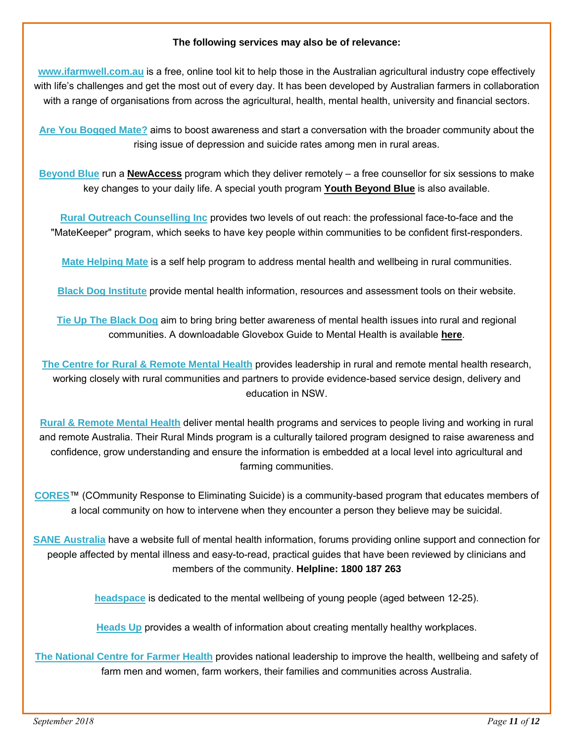**The following services may also be of relevance:**

**www.ifarmwell.com.au** is a free, online tool kit to help those in the Australian agricultural industry cope effectively with life's challenges and get the most out of every day. It has been developed by Australian farmers in collaboration with a range of organisations from across the agricultural, health, mental health, university and financial sectors.

**Are You Bogged Mate?** aims to boost awareness and start a conversation with the broader community about the rising issue of depression and suicide rates among men in rural areas.

**Beyond Blue** run a **NewAccess** program which they deliver remotely – a free counsellor for six sessions to make key changes to your daily life. A special youth program **Youth Beyond Blue** is also available.

**Rural Outreach Counselling Inc** provides two levels of out reach: the professional face-to-face and the "MateKeeper" program, which seeks to have key people within communities to be confident first-responders.

**Mate Helping Mate** is a self help program to address mental health and wellbeing in rural communities.

**Black Dog Institute** provide mental health information, resources and assessment tools on their website.

**Tie Up The Black Dog** aim to bring bring better awareness of mental health issues into rural and regional communities. A downloadable Glovebox Guide to Mental Health is available **here**.

**The Centre for Rural & Remote Mental Health** provides leadership in rural and remote mental health research, working closely with rural communities and partners to provide evidence-based service design, delivery and education in NSW.

**Rural & Remote Mental Health** deliver mental health programs and services to people living and working in rural and remote Australia. Their Rural Minds program is a culturally tailored program designed to raise awareness and confidence, grow understanding and ensure the information is embedded at a local level into agricultural and farming communities.

**CORES**™ (COmmunity Response to Eliminating Suicide) is a community-based program that educates members of a local community on how to intervene when they encounter a person they believe may be suicidal.

**SANE Australia** have a website full of mental health information, forums providing online support and connection for people affected by mental illness and easy-to-read, practical guides that have been reviewed by clinicians and members of the community. **Helpline: 1800 187 263**

**headspace** is dedicated to the mental wellbeing of young people (aged between 12-25).

**Heads Up** provides a wealth of information about creating mentally healthy workplaces.

**The National Centre for Farmer Health** provides national leadership to improve the health, wellbeing and safety of farm men and women, farm workers, their families and communities across Australia.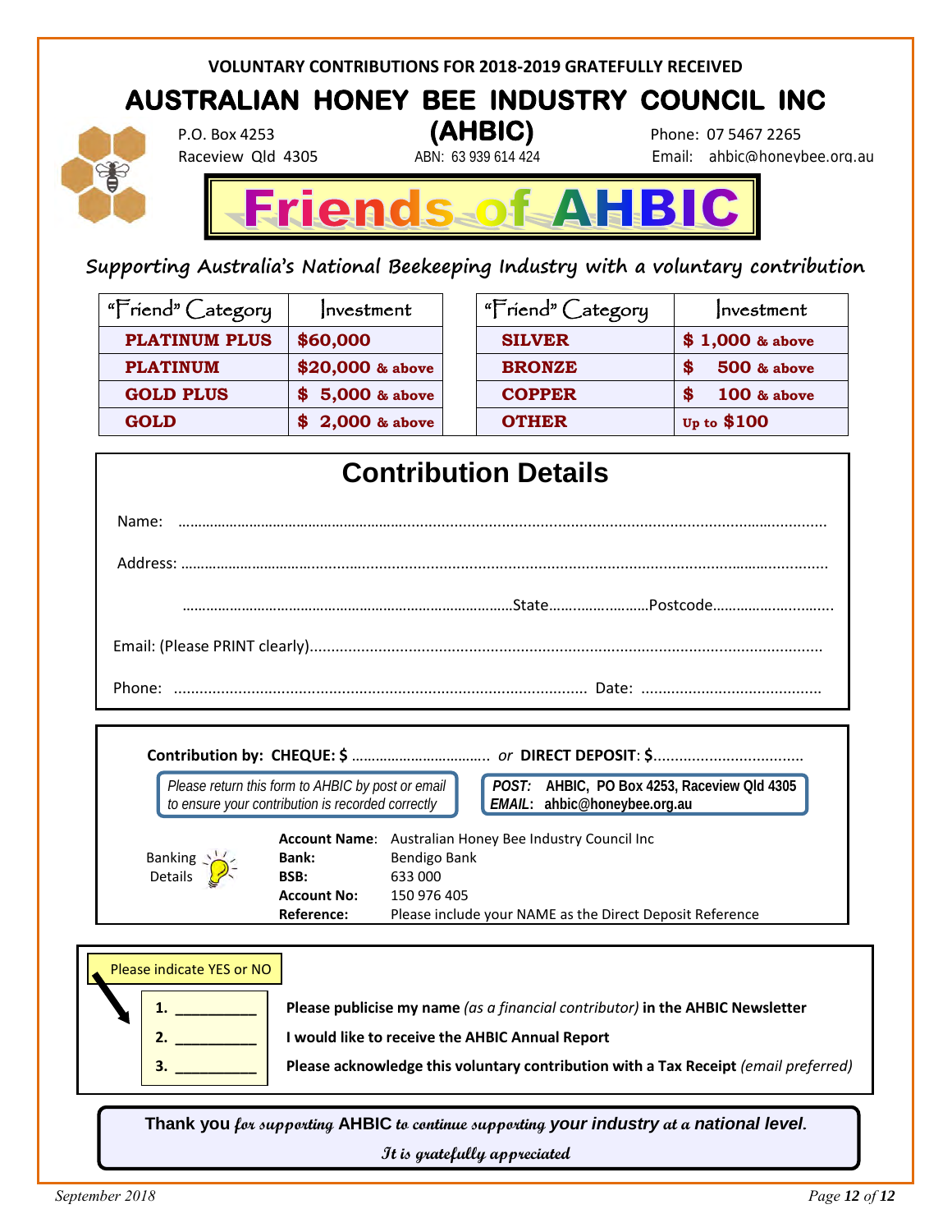**VOLUNTARY CONTRIBUTIONS FOR 2018-2019 GRATEFULLY RECEIVED**

# AUSTRALIAN HONEY BEE INDUSTRY COUNCIL INC (AHBIC)

P.O. Box 4253
Raceview Qld 4305

ABN: 63 939 614 424

Phone: 07 5467 2265
Email: ahbic@honeybee.org.au

# Friends of AHBIC

*Supporting Australia's National Beekeeping Industry with a voluntary contribution*

| "Friend" Category | Investment | "Friend" Category | Investment |
|---|---|---|---|
| **PLATINUM PLUS** | **$60,000** | **SILVER** | **$ 1,000 & above** |
| **PLATINUM** | **$20,000 & above** | **BRONZE** | **$ 500 & above** |
| **GOLD PLUS** | **$ 5,000 & above** | **COPPER** | **$ 100 & above** |
| **GOLD** | **$ 2,000 & above** | **OTHER** | **Up to $100** |

## Contribution Details

Name: ……………………………………………………………………………………………………

Address: ……………………………………………………………………………………………………

……………………………………………………State……………………Postcode………………………

Email: (Please PRINT clearly)……………………………………………………………………………

Phone: ……………………………………………………………… Date: ……………………………

**Contribution by: CHEQUE: $** ……………………………. *or* **DIRECT DEPOSIT: $**…………………………….

*Please return this form to AHBIC by post or email to ensure your contribution is recorded correctly*

***POST:*** **AHBIC, PO Box 4253, Raceview Qld 4305**
***EMAIL:*** **ahbic@honeybee.org.au**

Banking Details

**Account Name:** Australian Honey Bee Industry Council Inc
**Bank:** Bendigo Bank
**BSB:** 633 000
**Account No:** 150 976 405
**Reference:** Please include your NAME as the Direct Deposit Reference

Please indicate YES or NO

1. ________ **Please publicise my name** *(as a financial contributor)* **in the AHBIC Newsletter**
2. ________ **I would like to receive the AHBIC Annual Report**
3. ________ **Please acknowledge this voluntary contribution with a Tax Receipt** *(email preferred)*

**Thank you** ***for supporting*** **AHBIC** ***to continue supporting*** **your industry** ***at a*** **national level.**

***It is gratefully appreciated***